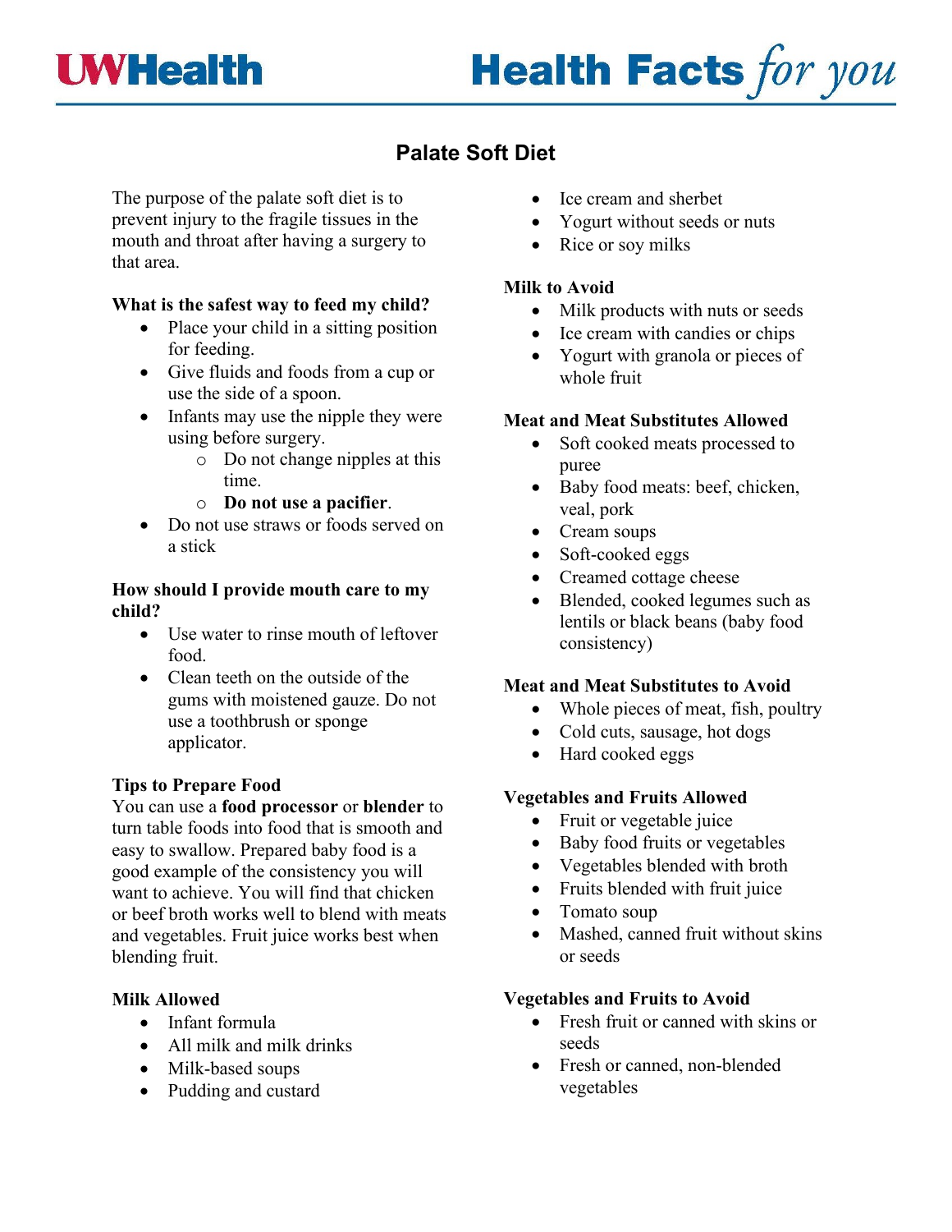# Palate Soft Diet

The purpose of the palate soft diet is to prevent injury to the fragile tissues in the mouth and throat after having a surgery to that area.

**What is the safest way to feed my child?**

- Place your child in a sitting position for feeding.
- Give fluids and foods from a cup or use the side of a spoon.
- Infants may use the nipple they were using before surgery.
  - Do not change nipples at this time.
  - **Do not use a pacifier**.
- Do not use straws or foods served on a stick

**How should I provide mouth care to my child?**

- Use water to rinse mouth of leftover food.
- Clean teeth on the outside of the gums with moistened gauze. Do not use a toothbrush or sponge applicator.

**Tips to Prepare Food**

You can use a **food processor** or **blender** to turn table foods into food that is smooth and easy to swallow. Prepared baby food is a good example of the consistency you will want to achieve. You will find that chicken or beef broth works well to blend with meats and vegetables. Fruit juice works best when blending fruit.

**Milk Allowed**

- Infant formula
- All milk and milk drinks
- Milk-based soups
- Pudding and custard
- Ice cream and sherbet
- Yogurt without seeds or nuts
- Rice or soy milks

**Milk to Avoid**

- Milk products with nuts or seeds
- Ice cream with candies or chips
- Yogurt with granola or pieces of whole fruit

**Meat and Meat Substitutes Allowed**

- Soft cooked meats processed to puree
- Baby food meats: beef, chicken, veal, pork
- Cream soups
- Soft-cooked eggs
- Creamed cottage cheese
- Blended, cooked legumes such as lentils or black beans (baby food consistency)

**Meat and Meat Substitutes to Avoid**

- Whole pieces of meat, fish, poultry
- Cold cuts, sausage, hot dogs
- Hard cooked eggs

**Vegetables and Fruits Allowed**

- Fruit or vegetable juice
- Baby food fruits or vegetables
- Vegetables blended with broth
- Fruits blended with fruit juice
- Tomato soup
- Mashed, canned fruit without skins or seeds

**Vegetables and Fruits to Avoid**

- Fresh fruit or canned with skins or seeds
- Fresh or canned, non-blended vegetables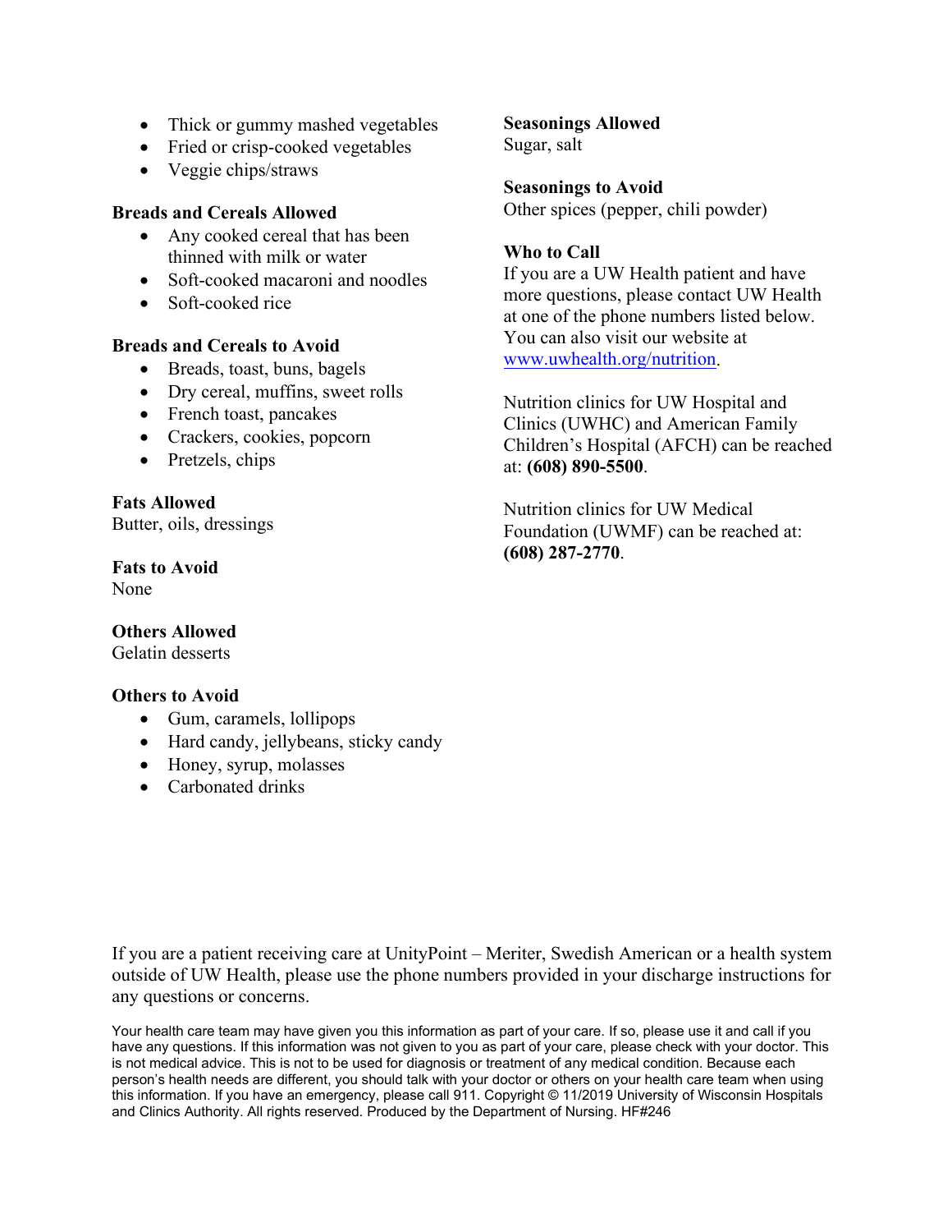- Thick or gummy mashed vegetables
- Fried or crisp-cooked vegetables
- Veggie chips/straws

**Breads and Cereals Allowed**

- Any cooked cereal that has been thinned with milk or water
- Soft-cooked macaroni and noodles
- Soft-cooked rice

**Breads and Cereals to Avoid**

- Breads, toast, buns, bagels
- Dry cereal, muffins, sweet rolls
- French toast, pancakes
- Crackers, cookies, popcorn
- Pretzels, chips

**Fats Allowed**

Butter, oils, dressings

**Fats to Avoid**

None

**Others Allowed**

Gelatin desserts

**Others to Avoid**

- Gum, caramels, lollipops
- Hard candy, jellybeans, sticky candy
- Honey, syrup, molasses
- Carbonated drinks

**Seasonings Allowed**

Sugar, salt

**Seasonings to Avoid**

Other spices (pepper, chili powder)

**Who to Call**

If you are a UW Health patient and have more questions, please contact UW Health at one of the phone numbers listed below. You can also visit our website at [www.uwhealth.org/nutrition](www.uwhealth.org/nutrition).

Nutrition clinics for UW Hospital and Clinics (UWHC) and American Family Children's Hospital (AFCH) can be reached at: **(608) 890-5500**.

Nutrition clinics for UW Medical Foundation (UWMF) can be reached at: **(608) 287-2770**.

If you are a patient receiving care at UnityPoint – Meriter, Swedish American or a health system outside of UW Health, please use the phone numbers provided in your discharge instructions for any questions or concerns.

Your health care team may have given you this information as part of your care. If so, please use it and call if you have any questions. If this information was not given to you as part of your care, please check with your doctor. This is not medical advice. This is not to be used for diagnosis or treatment of any medical condition. Because each person's health needs are different, you should talk with your doctor or others on your health care team when using this information. If you have an emergency, please call 911. Copyright © 11/2019 University of Wisconsin Hospitals and Clinics Authority. All rights reserved. Produced by the Department of Nursing. HF#246